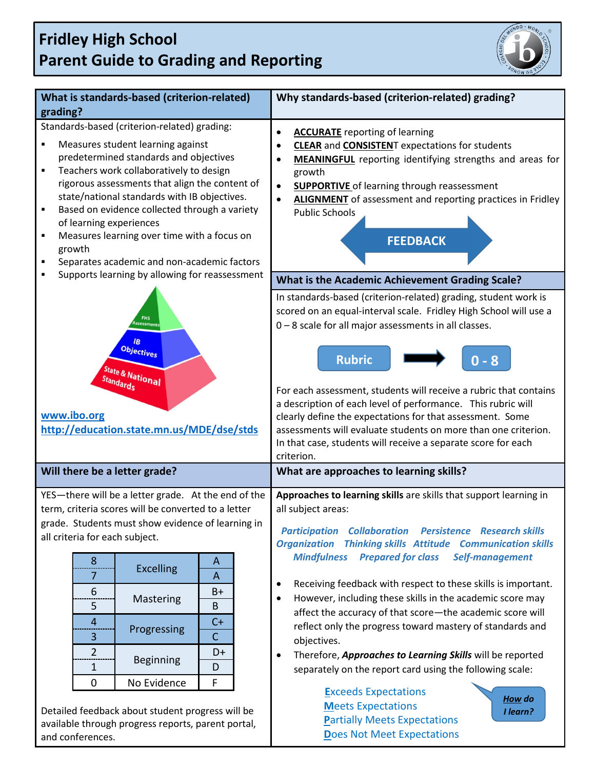# Fridley High School
# Parent Guide to Grading and Reporting

## What is standards-based (criterion-related) grading?

Standards-based (criterion-related) grading:

- Measures student learning against predetermined standards and objectives
- Teachers work collaboratively to design rigorous assessments that align the content of state/national standards with IB objectives.
- Based on evidence collected through a variety of learning experiences
- Measures learning over time with a focus on growth
- Separates academic and non-academic factors
- Supports learning by allowing for reassessment

FHS Assessments
IB Objectives
State & National Standards

www.ibo.org
http://education.state.mn.us/MDE/dse/stds

## Why standards-based (criterion-related) grading?

- **ACCURATE** reporting of learning
- **CLEAR** and **CONSISTENT** expectations for students
- **MEANINGFUL** reporting identifying strengths and areas for growth
- **SUPPORTIVE** of learning through reassessment
- **ALIGNMENT** of assessment and reporting practices in Fridley Public Schools

FEEDBACK

## What is the Academic Achievement Grading Scale?

In standards-based (criterion-related) grading, student work is scored on an equal-interval scale. Fridley High School will use a 0 – 8 scale for all major assessments in all classes.

Rubric → 0 - 8

For each assessment, students will receive a rubric that contains a description of each level of performance. This rubric will clearly define the expectations for that assessment. Some assessments will evaluate students on more than one criterion. In that case, students will receive a separate score for each criterion.

## Will there be a letter grade?

YES—there will be a letter grade. At the end of the term, criteria scores will be converted to a letter grade. Students must show evidence of learning in all criteria for each subject.

| Score | Level | Grade |
|---|---|---|
| 8 | Excelling | A |
| 7 | | A |
| 6 | Mastering | B+ |
| 5 | | B |
| 4 | Progressing | C+ |
| 3 | | C |
| 2 | Beginning | D+ |
| 1 | | D |
| 0 | No Evidence | F |

Detailed feedback about student progress will be available through progress reports, parent portal, and conferences.

## What are approaches to learning skills?

**Approaches to learning skills** are skills that support learning in all subject areas:

*Participation Collaboration Persistence Research skills Organization Thinking skills Attitude Communication skills Mindfulness Prepared for class Self-management*

- Receiving feedback with respect to these skills is important.
- However, including these skills in the academic score may affect the accuracy of that score—the academic score will reflect only the progress toward mastery of standards and objectives.
- Therefore, ***Approaches to Learning Skills*** will be reported separately on the report card using the following scale:

**E**xceeds Expectations
**M**eets Expectations
**P**artially Meets Expectations
**D**oes Not Meet Expectations

*How do I learn?*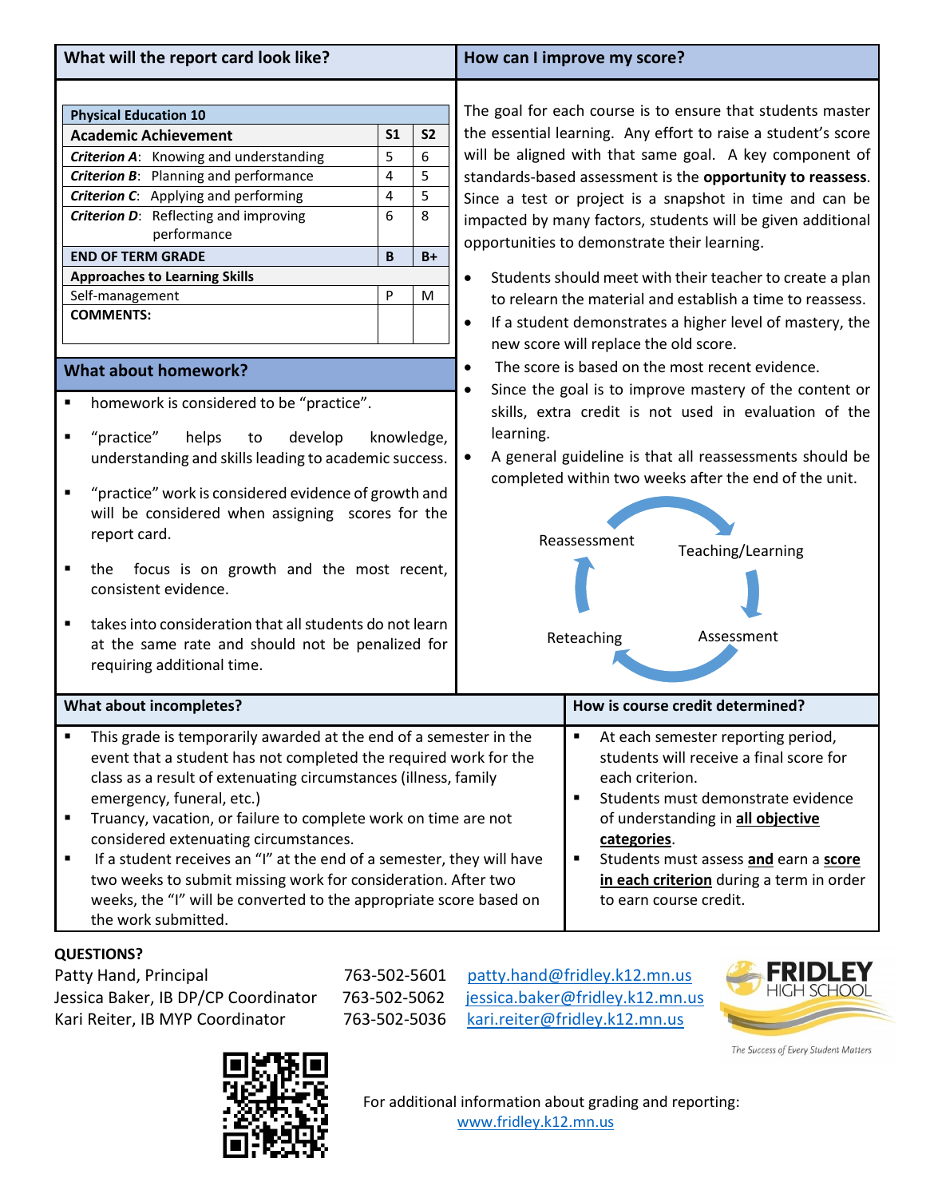## What will the report card look like?

| Physical Education 10 | | |
|---|---|---|
| **Academic Achievement** | **S1** | **S2** |
| ***Criterion A*:** Knowing and understanding | 5 | 6 |
| ***Criterion B*:** Planning and performance | 4 | 5 |
| ***Criterion C*:** Applying and performing | 4 | 5 |
| ***Criterion D*:** Reflecting and improving performance | 6 | 8 |
| **END OF TERM GRADE** | **B** | **B+** |
| **Approaches to Learning Skills** | | |
| Self-management | P | M |
| **COMMENTS:** | | |

## What about homework?

- homework is considered to be "practice".
- "practice" helps to develop knowledge, understanding and skills leading to academic success.
- "practice" work is considered evidence of growth and will be considered when assigning scores for the report card.
- the focus is on growth and the most recent, consistent evidence.
- takes into consideration that all students do not learn at the same rate and should not be penalized for requiring additional time.

## How can I improve my score?

The goal for each course is to ensure that students master the essential learning. Any effort to raise a student's score will be aligned with that same goal. A key component of standards-based assessment is the **opportunity to reassess**. Since a test or project is a snapshot in time and can be impacted by many factors, students will be given additional opportunities to demonstrate their learning.

- Students should meet with their teacher to create a plan to relearn the material and establish a time to reassess.
- If a student demonstrates a higher level of mastery, the new score will replace the old score.
- The score is based on the most recent evidence.
- Since the goal is to improve mastery of the content or skills, extra credit is not used in evaluation of the learning.
- A general guideline is that all reassessments should be completed within two weeks after the end of the unit.

Teaching/Learning
Assessment
Reteaching
Reassessment

## What about incompletes?

- This grade is temporarily awarded at the end of a semester in the event that a student has not completed the required work for the class as a result of extenuating circumstances (illness, family emergency, funeral, etc.)
- Truancy, vacation, or failure to complete work on time are not considered extenuating circumstances.
- If a student receives an "I" at the end of a semester, they will have two weeks to submit missing work for consideration. After two weeks, the "I" will be converted to the appropriate score based on the work submitted.

## How is course credit determined?

- At each semester reporting period, students will receive a final score for each criterion.
- Students must demonstrate evidence of understanding in **all objective categories**.
- Students must assess **and** earn a **score in each criterion** during a term in order to earn course credit.

**QUESTIONS?**

| | | |
|---|---|---|
| Patty Hand, Principal | 763-502-5601 | patty.hand@fridley.k12.mn.us |
| Jessica Baker, IB DP/CP Coordinator | 763-502-5062 | jessica.baker@fridley.k12.mn.us |
| Kari Reiter, IB MYP Coordinator | 763-502-5036 | kari.reiter@fridley.k12.mn.us |

FRIDLEY HIGH SCHOOL
*The Success of Every Student Matters*

For additional information about grading and reporting:
www.fridley.k12.mn.us